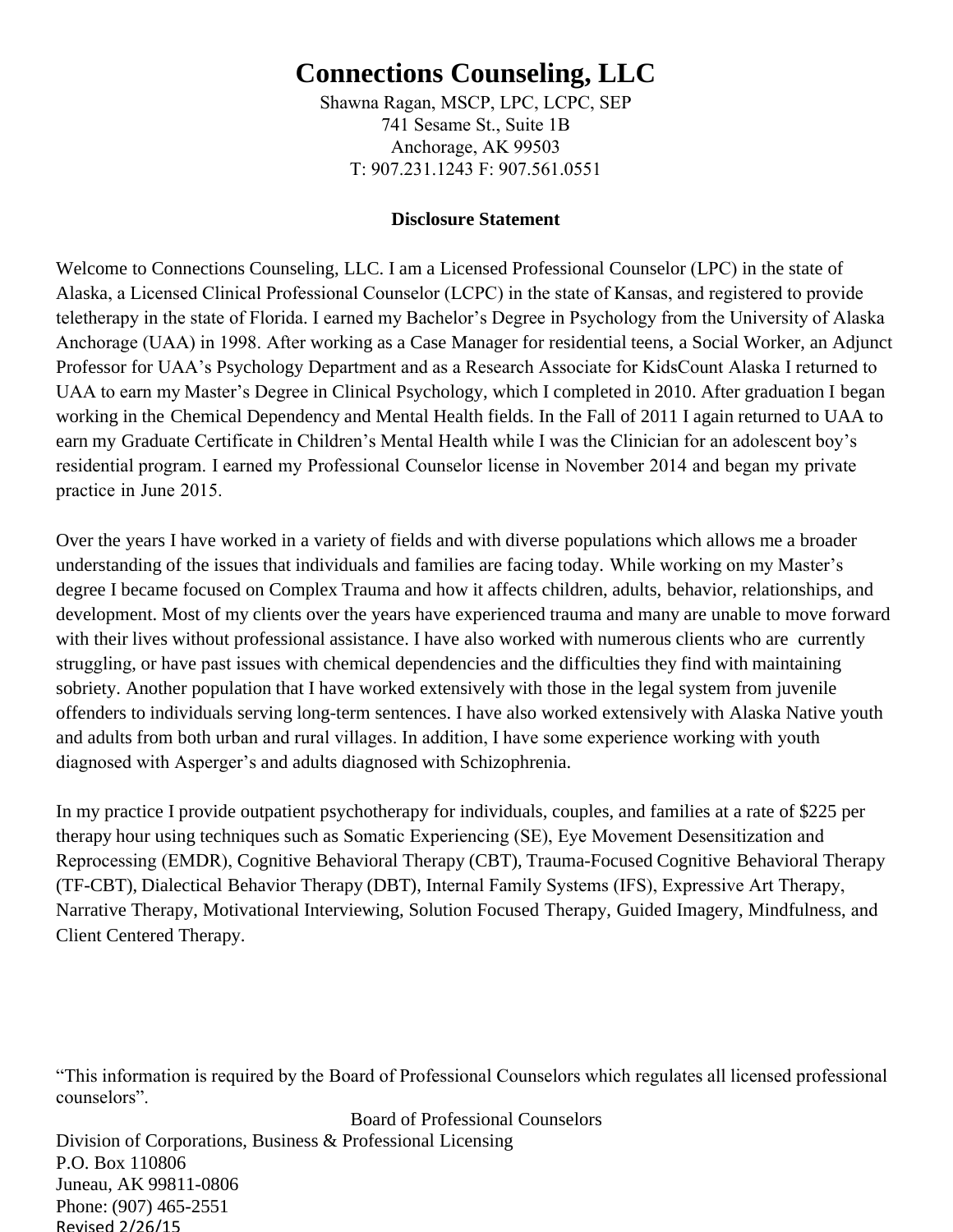# Connections Counseling, LLC

Shawna Ragan, MSCP, LPC, LCPC, SEP
741 Sesame St., Suite 1B
Anchorage, AK 99503
T: 907.231.1243 F: 907.561.0551

**Disclosure Statement**

Welcome to Connections Counseling, LLC. I am a Licensed Professional Counselor (LPC) in the state of Alaska, a Licensed Clinical Professional Counselor (LCPC) in the state of Kansas, and registered to provide teletherapy in the state of Florida. I earned my Bachelor's Degree in Psychology from the University of Alaska Anchorage (UAA) in 1998. After working as a Case Manager for residential teens, a Social Worker, an Adjunct Professor for UAA's Psychology Department and as a Research Associate for KidsCount Alaska I returned to UAA to earn my Master's Degree in Clinical Psychology, which I completed in 2010. After graduation I began working in the Chemical Dependency and Mental Health fields. In the Fall of 2011 I again returned to UAA to earn my Graduate Certificate in Children's Mental Health while I was the Clinician for an adolescent boy's residential program. I earned my Professional Counselor license in November 2014 and began my private practice in June 2015.

Over the years I have worked in a variety of fields and with diverse populations which allows me a broader understanding of the issues that individuals and families are facing today. While working on my Master's degree I became focused on Complex Trauma and how it affects children, adults, behavior, relationships, and development. Most of my clients over the years have experienced trauma and many are unable to move forward with their lives without professional assistance. I have also worked with numerous clients who are currently struggling, or have past issues with chemical dependencies and the difficulties they find with maintaining sobriety. Another population that I have worked extensively with those in the legal system from juvenile offenders to individuals serving long-term sentences. I have also worked extensively with Alaska Native youth and adults from both urban and rural villages. In addition, I have some experience working with youth diagnosed with Asperger's and adults diagnosed with Schizophrenia.

In my practice I provide outpatient psychotherapy for individuals, couples, and families at a rate of $225 per therapy hour using techniques such as Somatic Experiencing (SE), Eye Movement Desensitization and Reprocessing (EMDR), Cognitive Behavioral Therapy (CBT), Trauma-Focused Cognitive Behavioral Therapy (TF-CBT), Dialectical Behavior Therapy (DBT), Internal Family Systems (IFS), Expressive Art Therapy, Narrative Therapy, Motivational Interviewing, Solution Focused Therapy, Guided Imagery, Mindfulness, and Client Centered Therapy.

"This information is required by the Board of Professional Counselors which regulates all licensed professional counselors".

Board of Professional Counselors
Division of Corporations, Business & Professional Licensing
P.O. Box 110806
Juneau, AK 99811-0806
Phone: (907) 465-2551

Revised 2/26/15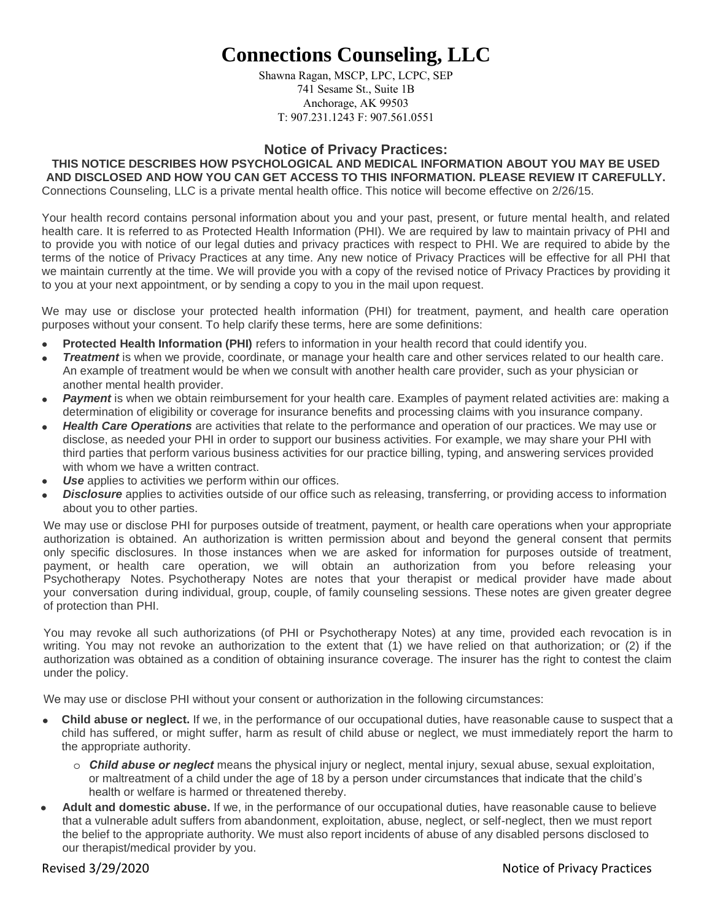# Connections Counseling, LLC

Shawna Ragan, MSCP, LPC, LCPC, SEP
741 Sesame St., Suite 1B
Anchorage, AK 99503
T: 907.231.1243 F: 907.561.0551

## Notice of Privacy Practices:

**THIS NOTICE DESCRIBES HOW PSYCHOLOGICAL AND MEDICAL INFORMATION ABOUT YOU MAY BE USED AND DISCLOSED AND HOW YOU CAN GET ACCESS TO THIS INFORMATION. PLEASE REVIEW IT CAREFULLY.**

Connections Counseling, LLC is a private mental health office. This notice will become effective on 2/26/15.

Your health record contains personal information about you and your past, present, or future mental health, and related health care. It is referred to as Protected Health Information (PHI). We are required by law to maintain privacy of PHI and to provide you with notice of our legal duties and privacy practices with respect to PHI. We are required to abide by the terms of the notice of Privacy Practices at any time. Any new notice of Privacy Practices will be effective for all PHI that we maintain currently at the time. We will provide you with a copy of the revised notice of Privacy Practices by providing it to you at your next appointment, or by sending a copy to you in the mail upon request.

We may use or disclose your protected health information (PHI) for treatment, payment, and health care operation purposes without your consent. To help clarify these terms, here are some definitions:

- **Protected Health Information (PHI)** refers to information in your health record that could identify you.
- ***Treatment*** is when we provide, coordinate, or manage your health care and other services related to our health care. An example of treatment would be when we consult with another health care provider, such as your physician or another mental health provider.
- ***Payment*** is when we obtain reimbursement for your health care. Examples of payment related activities are: making a determination of eligibility or coverage for insurance benefits and processing claims with you insurance company.
- ***Health Care Operations*** are activities that relate to the performance and operation of our practices. We may use or disclose, as needed your PHI in order to support our business activities. For example, we may share your PHI with third parties that perform various business activities for our practice billing, typing, and answering services provided with whom we have a written contract.
- ***Use*** applies to activities we perform within our offices.
- ***Disclosure*** applies to activities outside of our office such as releasing, transferring, or providing access to information about you to other parties.

We may use or disclose PHI for purposes outside of treatment, payment, or health care operations when your appropriate authorization is obtained. An authorization is written permission about and beyond the general consent that permits only specific disclosures. In those instances when we are asked for information for purposes outside of treatment, payment, or health care operation, we will obtain an authorization from you before releasing your Psychotherapy Notes. Psychotherapy Notes are notes that your therapist or medical provider have made about your conversation during individual, group, couple, of family counseling sessions. These notes are given greater degree of protection than PHI.

You may revoke all such authorizations (of PHI or Psychotherapy Notes) at any time, provided each revocation is in writing. You may not revoke an authorization to the extent that (1) we have relied on that authorization; or (2) if the authorization was obtained as a condition of obtaining insurance coverage. The insurer has the right to contest the claim under the policy.

We may use or disclose PHI without your consent or authorization in the following circumstances:

- **Child abuse or neglect.** If we, in the performance of our occupational duties, have reasonable cause to suspect that a child has suffered, or might suffer, harm as result of child abuse or neglect, we must immediately report the harm to the appropriate authority.
  - ***Child abuse or neglect*** means the physical injury or neglect, mental injury, sexual abuse, sexual exploitation, or maltreatment of a child under the age of 18 by a person under circumstances that indicate that the child's health or welfare is harmed or threatened thereby.
- **Adult and domestic abuse.** If we, in the performance of our occupational duties, have reasonable cause to believe that a vulnerable adult suffers from abandonment, exploitation, abuse, neglect, or self-neglect, then we must report the belief to the appropriate authority. We must also report incidents of abuse of any disabled persons disclosed to our therapist/medical provider by you.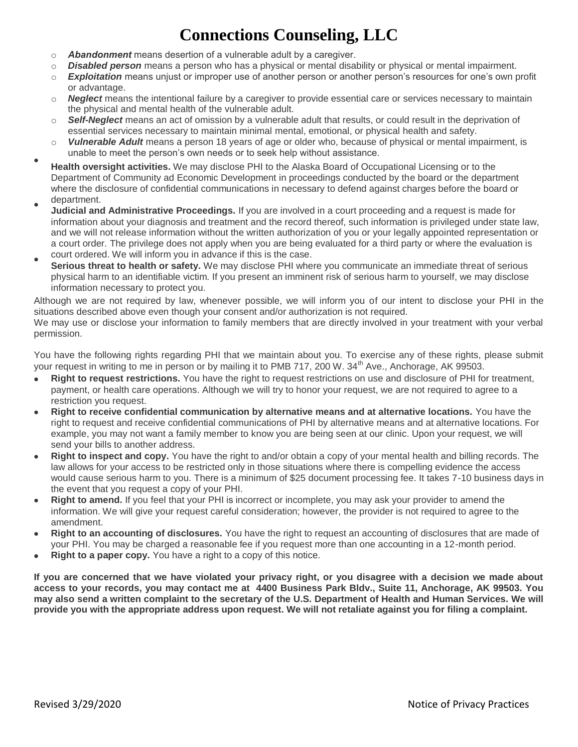# Connections Counseling, LLC

  - ***Abandonment*** means desertion of a vulnerable adult by a caregiver.
  - ***Disabled person*** means a person who has a physical or mental disability or physical or mental impairment.
  - ***Exploitation*** means unjust or improper use of another person or another person's resources for one's own profit or advantage.
  - ***Neglect*** means the intentional failure by a caregiver to provide essential care or services necessary to maintain the physical and mental health of the vulnerable adult.
  - ***Self-Neglect*** means an act of omission by a vulnerable adult that results, or could result in the deprivation of essential services necessary to maintain minimal mental, emotional, or physical health and safety.
  - ***Vulnerable Adult*** means a person 18 years of age or older who, because of physical or mental impairment, is unable to meet the person's own needs or to seek help without assistance.
- **Health oversight activities.** We may disclose PHI to the Alaska Board of Occupational Licensing or to the Department of Community ad Economic Development in proceedings conducted by the board or the department where the disclosure of confidential communications in necessary to defend against charges before the board or department.
- **Judicial and Administrative Proceedings.** If you are involved in a court proceeding and a request is made for information about your diagnosis and treatment and the record thereof, such information is privileged under state law, and we will not release information without the written authorization of you or your legally appointed representation or a court order. The privilege does not apply when you are being evaluated for a third party or where the evaluation is court ordered. We will inform you in advance if this is the case.
- **Serious threat to health or safety.** We may disclose PHI where you communicate an immediate threat of serious physical harm to an identifiable victim. If you present an imminent risk of serious harm to yourself, we may disclose information necessary to protect you.

Although we are not required by law, whenever possible, we will inform you of our intent to disclose your PHI in the situations described above even though your consent and/or authorization is not required.
We may use or disclose your information to family members that are directly involved in your treatment with your verbal permission.

You have the following rights regarding PHI that we maintain about you. To exercise any of these rights, please submit your request in writing to me in person or by mailing it to PMB 717, 200 W. 34th Ave., Anchorage, AK 99503.

- **Right to request restrictions.** You have the right to request restrictions on use and disclosure of PHI for treatment, payment, or health care operations. Although we will try to honor your request, we are not required to agree to a restriction you request.
- **Right to receive confidential communication by alternative means and at alternative locations.** You have the right to request and receive confidential communications of PHI by alternative means and at alternative locations. For example, you may not want a family member to know you are being seen at our clinic. Upon your request, we will send your bills to another address.
- **Right to inspect and copy.** You have the right to and/or obtain a copy of your mental health and billing records. The law allows for your access to be restricted only in those situations where there is compelling evidence the access would cause serious harm to you. There is a minimum of $25 document processing fee. It takes 7-10 business days in the event that you request a copy of your PHI.
- **Right to amend.** If you feel that your PHI is incorrect or incomplete, you may ask your provider to amend the information. We will give your request careful consideration; however, the provider is not required to agree to the amendment.
- **Right to an accounting of disclosures.** You have the right to request an accounting of disclosures that are made of your PHI. You may be charged a reasonable fee if you request more than one accounting in a 12-month period.
- **Right to a paper copy.** You have a right to a copy of this notice.

**If you are concerned that we have violated your privacy right, or you disagree with a decision we made about access to your records, you may contact me at 4400 Business Park Bldv., Suite 11, Anchorage, AK 99503. You may also send a written complaint to the secretary of the U.S. Department of Health and Human Services. We will provide you with the appropriate address upon request. We will not retaliate against you for filing a complaint.**

Revised 3/29/2020 Notice of Privacy Practices